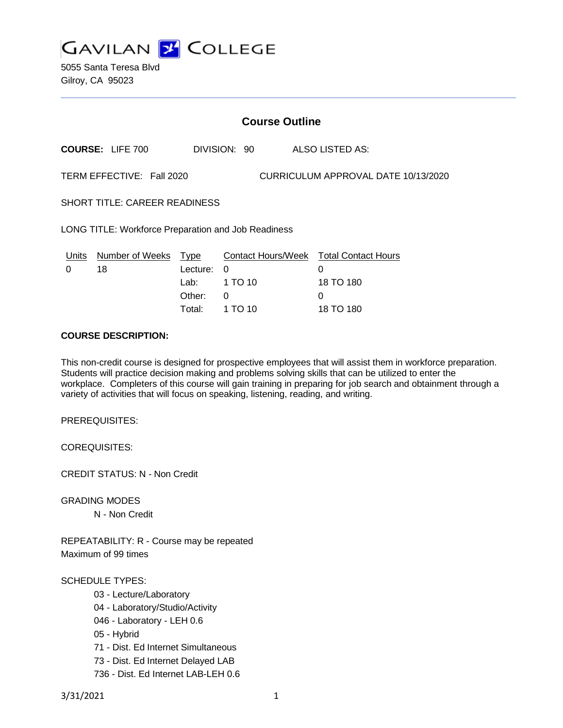GAVILAN COLLEGE

5055 Santa Teresa Blvd
Gilroy, CA 95023

# Course Outline

**COURSE:** LIFE 700 DIVISION: 90 ALSO LISTED AS:

TERM EFFECTIVE: Fall 2020 CURRICULUM APPROVAL DATE 10/13/2020

SHORT TITLE: CAREER READINESS

LONG TITLE: Workforce Preparation and Job Readiness

| Units | Number of Weeks | Type | Contact Hours/Week | Total Contact Hours |
|---|---|---|---|---|
| 0 | 18 | Lecture: | 0 | 0 |
| | | Lab: | 1 TO 10 | 18 TO 180 |
| | | Other: | 0 | 0 |
| | | Total: | 1 TO 10 | 18 TO 180 |

**COURSE DESCRIPTION:**

This non-credit course is designed for prospective employees that will assist them in workforce preparation. Students will practice decision making and problems solving skills that can be utilized to enter the workplace. Completers of this course will gain training in preparing for job search and obtainment through a variety of activities that will focus on speaking, listening, reading, and writing.

PREREQUISITES:

COREQUISITES:

CREDIT STATUS: N - Non Credit

GRADING MODES

N - Non Credit

REPEATABILITY: R - Course may be repeated
Maximum of 99 times

SCHEDULE TYPES:

- 03 - Lecture/Laboratory
- 04 - Laboratory/Studio/Activity
- 046 - Laboratory - LEH 0.6
- 05 - Hybrid
- 71 - Dist. Ed Internet Simultaneous
- 73 - Dist. Ed Internet Delayed LAB
- 736 - Dist. Ed Internet LAB-LEH 0.6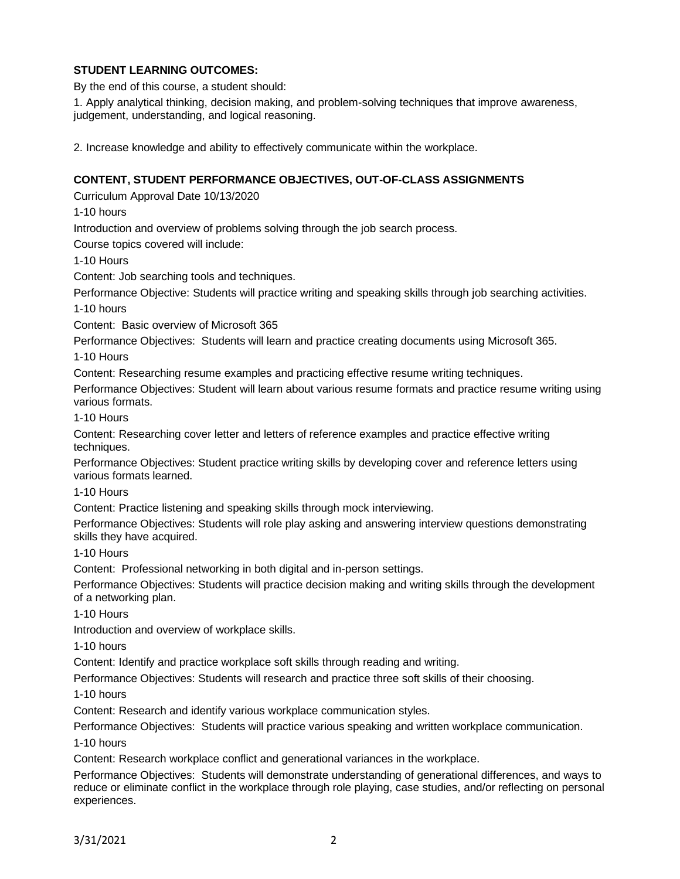**STUDENT LEARNING OUTCOMES:**

By the end of this course, a student should:

1. Apply analytical thinking, decision making, and problem-solving techniques that improve awareness, judgement, understanding, and logical reasoning.

2. Increase knowledge and ability to effectively communicate within the workplace.

**CONTENT, STUDENT PERFORMANCE OBJECTIVES, OUT-OF-CLASS ASSIGNMENTS**

Curriculum Approval Date 10/13/2020

1-10 hours

Introduction and overview of problems solving through the job search process.

Course topics covered will include:

1-10 Hours

Content: Job searching tools and techniques.

Performance Objective: Students will practice writing and speaking skills through job searching activities.

1-10 hours

Content: Basic overview of Microsoft 365

Performance Objectives: Students will learn and practice creating documents using Microsoft 365.

1-10 Hours

Content: Researching resume examples and practicing effective resume writing techniques.

Performance Objectives: Student will learn about various resume formats and practice resume writing using various formats.

1-10 Hours

Content: Researching cover letter and letters of reference examples and practice effective writing techniques.

Performance Objectives: Student practice writing skills by developing cover and reference letters using various formats learned.

1-10 Hours

Content: Practice listening and speaking skills through mock interviewing.

Performance Objectives: Students will role play asking and answering interview questions demonstrating skills they have acquired.

1-10 Hours

Content: Professional networking in both digital and in-person settings.

Performance Objectives: Students will practice decision making and writing skills through the development of a networking plan.

1-10 Hours

Introduction and overview of workplace skills.

1-10 hours

Content: Identify and practice workplace soft skills through reading and writing.

Performance Objectives: Students will research and practice three soft skills of their choosing.

1-10 hours

Content: Research and identify various workplace communication styles.

Performance Objectives: Students will practice various speaking and written workplace communication.

1-10 hours

Content: Research workplace conflict and generational variances in the workplace.

Performance Objectives: Students will demonstrate understanding of generational differences, and ways to reduce or eliminate conflict in the workplace through role playing, case studies, and/or reflecting on personal experiences.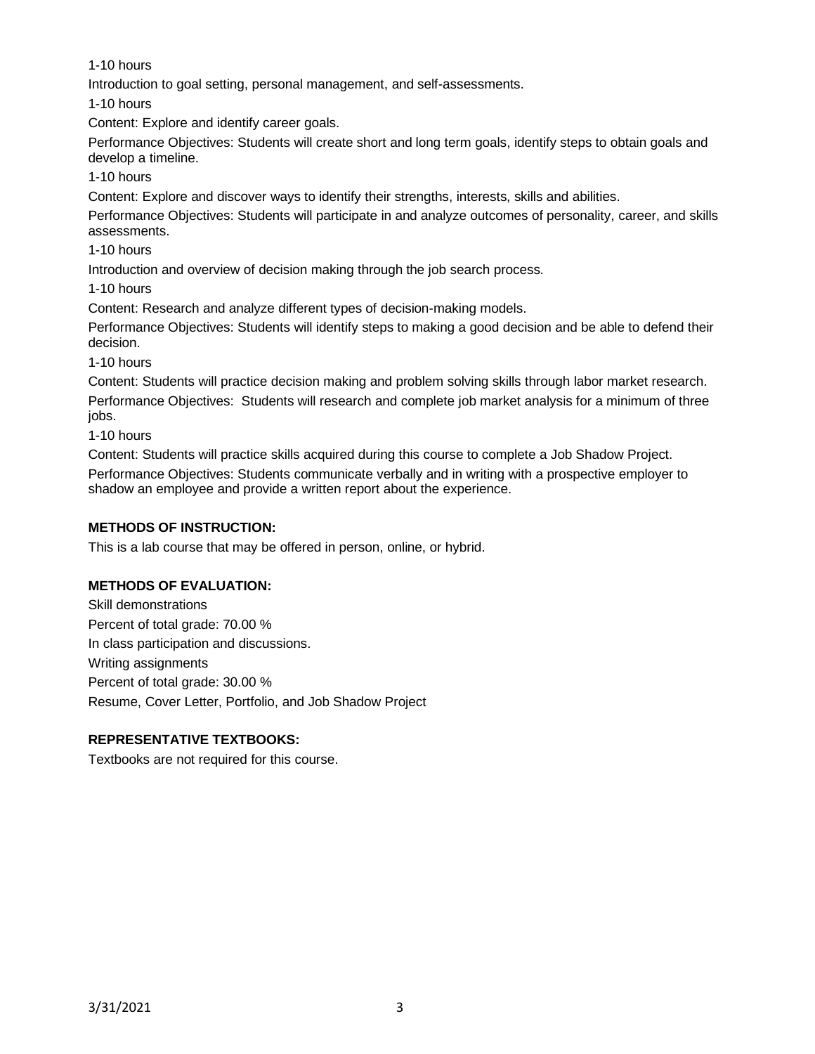1-10 hours

Introduction to goal setting, personal management, and self-assessments.

1-10 hours

Content: Explore and identify career goals.

Performance Objectives: Students will create short and long term goals, identify steps to obtain goals and develop a timeline.

1-10 hours

Content: Explore and discover ways to identify their strengths, interests, skills and abilities.

Performance Objectives: Students will participate in and analyze outcomes of personality, career, and skills assessments.

1-10 hours

Introduction and overview of decision making through the job search process.

1-10 hours

Content: Research and analyze different types of decision-making models.

Performance Objectives: Students will identify steps to making a good decision and be able to defend their decision.

1-10 hours

Content: Students will practice decision making and problem solving skills through labor market research.

Performance Objectives: Students will research and complete job market analysis for a minimum of three jobs.

1-10 hours

Content: Students will practice skills acquired during this course to complete a Job Shadow Project.

Performance Objectives: Students communicate verbally and in writing with a prospective employer to shadow an employee and provide a written report about the experience.

**METHODS OF INSTRUCTION:**

This is a lab course that may be offered in person, online, or hybrid.

**METHODS OF EVALUATION:**

Skill demonstrations

Percent of total grade: 70.00 %

In class participation and discussions.

Writing assignments

Percent of total grade: 30.00 %

Resume, Cover Letter, Portfolio, and Job Shadow Project

**REPRESENTATIVE TEXTBOOKS:**

Textbooks are not required for this course.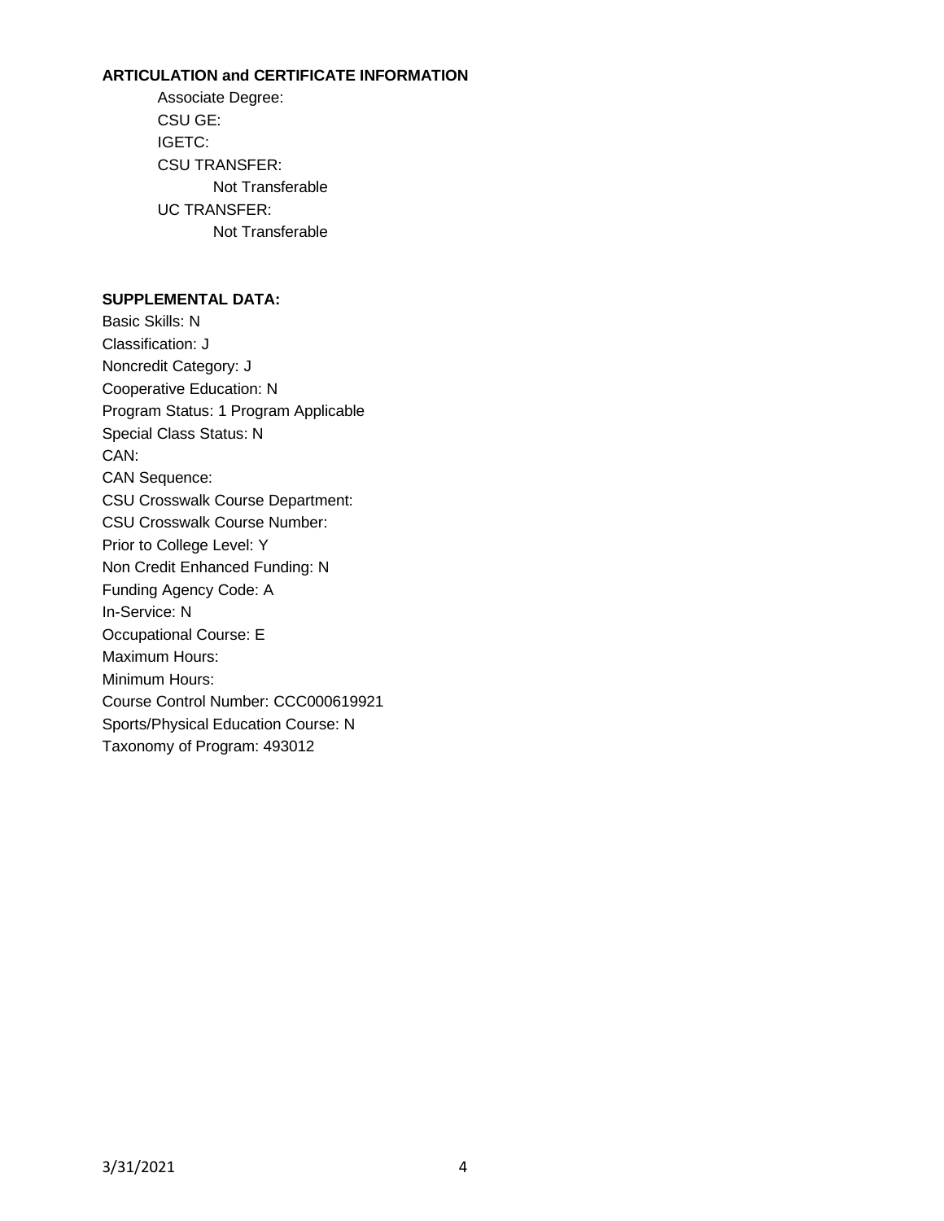**ARTICULATION and CERTIFICATE INFORMATION**

Associate Degree:
CSU GE:
IGETC:
CSU TRANSFER:
Not Transferable
UC TRANSFER:
Not Transferable

**SUPPLEMENTAL DATA:**

Basic Skills: N
Classification: J
Noncredit Category: J
Cooperative Education: N
Program Status: 1 Program Applicable
Special Class Status: N
CAN:
CAN Sequence:
CSU Crosswalk Course Department:
CSU Crosswalk Course Number:
Prior to College Level: Y
Non Credit Enhanced Funding: N
Funding Agency Code: A
In-Service: N
Occupational Course: E
Maximum Hours:
Minimum Hours:
Course Control Number: CCC000619921
Sports/Physical Education Course: N
Taxonomy of Program: 493012